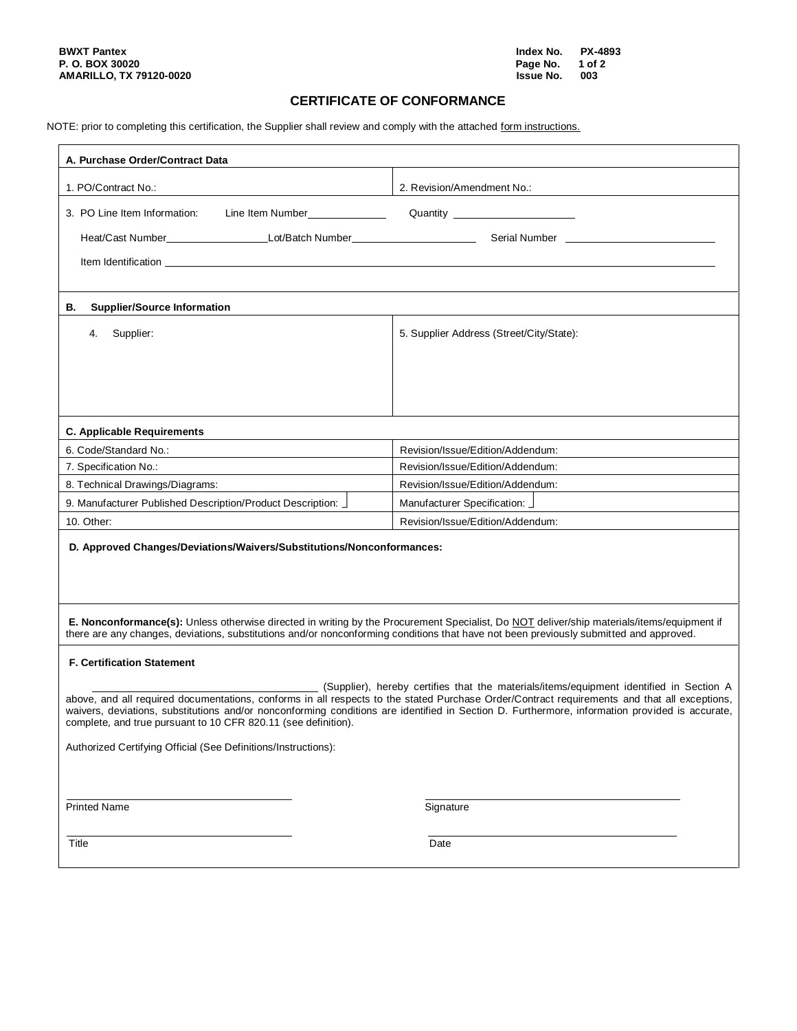BWXT Pantex
P. O. BOX 30020
AMARILLO, TX 79120-0020

Index No. PX-4893
Issue No. 003

# CERTIFICATE OF CONFORMANCE

NOTE: prior to completing this certification, the Supplier shall review and comply with the attached form instructions.

## A. Purchase Order/Contract Data

| 1. PO/Contract No.: | 2. Revision/Amendment No.: |
|---|---|

3. PO Line Item Information: Line Item Number ____________ Quantity ____________

Heat/Cast Number ____________ Lot/Batch Number ____________ Serial Number ____________

Item Identification ____________

## B. Supplier/Source Information

| 4. Supplier: | 5. Supplier Address (Street/City/State): |
|---|---|

## C. Applicable Requirements

| | |
|---|---|
| 6. Code/Standard No.: | Revision/Issue/Edition/Addendum: |
| 7. Specification No.: | Revision/Issue/Edition/Addendum: |
| 8. Technical Drawings/Diagrams: | Revision/Issue/Edition/Addendum: |
| 9. Manufacturer Published Description/Product Description: ☐ | Manufacturer Specification: ☐ |
| 10. Other: | Revision/Issue/Edition/Addendum: |

## D. Approved Changes/Deviations/Waivers/Substitutions/Nonconformances:

**E. Nonconformance(s):** Unless otherwise directed in writing by the Procurement Specialist, Do NOT deliver/ship materials/items/equipment if there are any changes, deviations, substitutions and/or nonconforming conditions that have not been previously submitted and approved.

## F. Certification Statement

____________________ (Supplier), hereby certifies that the materials/items/equipment identified in Section A above, and all required documentations, conforms in all respects to the stated Purchase Order/Contract requirements and that all exceptions, waivers, deviations, substitutions and/or nonconforming conditions are identified in Section D. Furthermore, information provided is accurate, complete, and true pursuant to 10 CFR 820.11 (see definition).

Authorized Certifying Official (See Definitions/Instructions):

____________________ Printed Name

____________________ Signature

____________________ Title

____________________ Date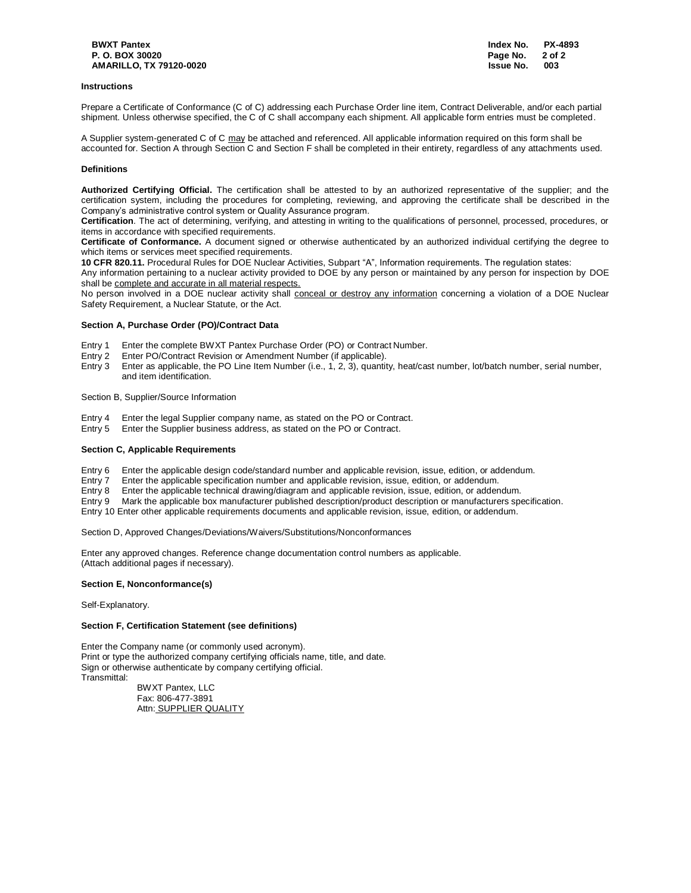**Instructions**

Prepare a Certificate of Conformance (C of C) addressing each Purchase Order line item, Contract Deliverable, and/or each partial shipment. Unless otherwise specified, the C of C shall accompany each shipment. All applicable form entries must be completed.

A Supplier system-generated C of C may be attached and referenced. All applicable information required on this form shall be accounted for. Section A through Section C and Section F shall be completed in their entirety, regardless of any attachments used.

**Definitions**

**Authorized Certifying Official.** The certification shall be attested to by an authorized representative of the supplier; and the certification system, including the procedures for completing, reviewing, and approving the certificate shall be described in the Company's administrative control system or Quality Assurance program.
**Certification**. The act of determining, verifying, and attesting in writing to the qualifications of personnel, processed, procedures, or items in accordance with specified requirements.
**Certificate of Conformance.** A document signed or otherwise authenticated by an authorized individual certifying the degree to which items or services meet specified requirements.
**10 CFR 820.11.** Procedural Rules for DOE Nuclear Activities, Subpart "A", Information requirements. The regulation states:
Any information pertaining to a nuclear activity provided to DOE by any person or maintained by any person for inspection by DOE shall be complete and accurate in all material respects.
No person involved in a DOE nuclear activity shall conceal or destroy any information concerning a violation of a DOE Nuclear Safety Requirement, a Nuclear Statute, or the Act.

**Section A, Purchase Order (PO)/Contract Data**

Entry 1 Enter the complete BWXT Pantex Purchase Order (PO) or Contract Number.
Entry 2 Enter PO/Contract Revision or Amendment Number (if applicable).
Entry 3 Enter as applicable, the PO Line Item Number (i.e., 1, 2, 3), quantity, heat/cast number, lot/batch number, serial number, and item identification.

Section B, Supplier/Source Information

Entry 4 Enter the legal Supplier company name, as stated on the PO or Contract.
Entry 5 Enter the Supplier business address, as stated on the PO or Contract.

**Section C, Applicable Requirements**

Entry 6 Enter the applicable design code/standard number and applicable revision, issue, edition, or addendum.
Entry 7 Enter the applicable specification number and applicable revision, issue, edition, or addendum.
Entry 8 Enter the applicable technical drawing/diagram and applicable revision, issue, edition, or addendum.
Entry 9 Mark the applicable box manufacturer published description/product description or manufacturers specification.
Entry 10 Enter other applicable requirements documents and applicable revision, issue, edition, or addendum.

Section D, Approved Changes/Deviations/Waivers/Substitutions/Nonconformances

Enter any approved changes. Reference change documentation control numbers as applicable.
(Attach additional pages if necessary).

**Section E, Nonconformance(s)**

Self-Explanatory.

**Section F, Certification Statement (see definitions)**

Enter the Company name (or commonly used acronym).
Print or type the authorized company certifying officials name, title, and date.
Sign or otherwise authenticate by company certifying official.
Transmittal:

BWXT Pantex, LLC
Fax: 806-477-3891
Attn: SUPPLIER QUALITY